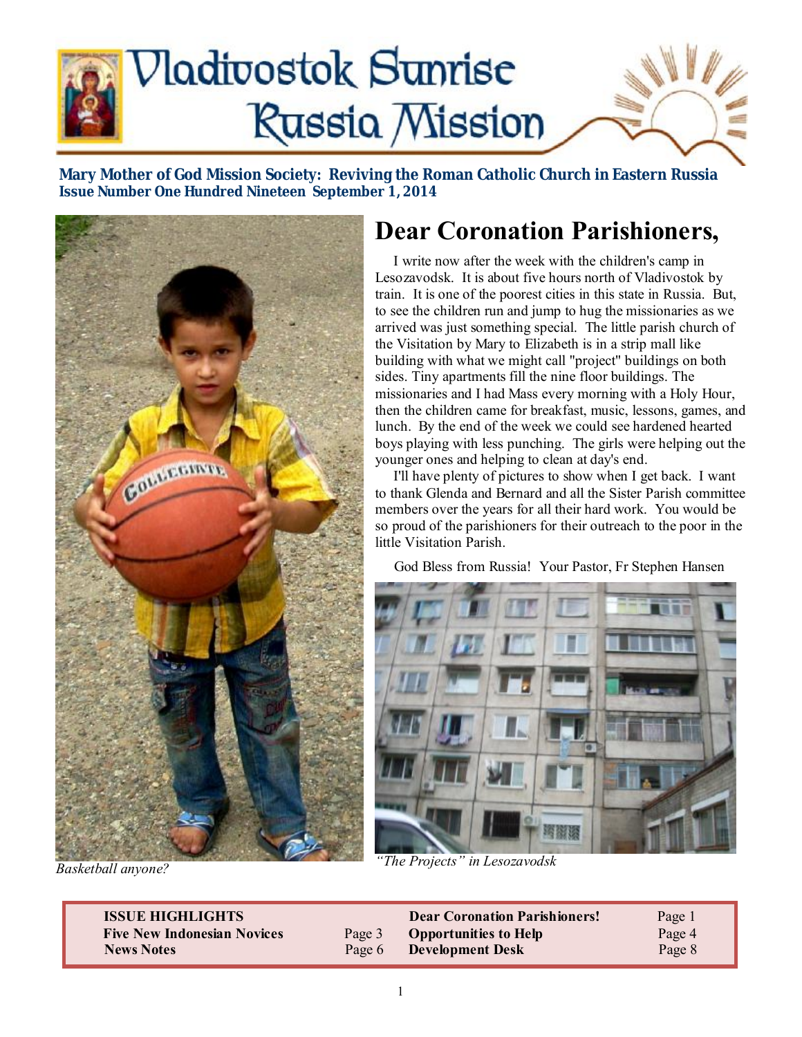# Vladivostok Sunrise Russia Mission

**Mary Mother of God Mission Society: Reviving the Roman Catholic Church in Eastern Russia**
**Issue Number One Hundred Nineteen September 1, 2014**

*Basketball anyone?*

## Dear Coronation Parishioners,

I write now after the week with the children's camp in Lesozavodsk. It is about five hours north of Vladivostok by train. It is one of the poorest cities in this state in Russia. But, to see the children run and jump to hug the missionaries as we arrived was just something special. The little parish church of the Visitation by Mary to Elizabeth is in a strip mall like building with what we might call "project" buildings on both sides. Tiny apartments fill the nine floor buildings. The missionaries and I had Mass every morning with a Holy Hour, then the children came for breakfast, music, lessons, games, and lunch. By the end of the week we could see hardened hearted boys playing with less punching. The girls were helping out the younger ones and helping to clean at day's end.

I'll have plenty of pictures to show when I get back. I want to thank Glenda and Bernard and all the Sister Parish committee members over the years for all their hard work. You would be so proud of the parishioners for their outreach to the poor in the little Visitation Parish.

God Bless from Russia! Your Pastor, Fr Stephen Hansen

*"The Projects" in Lesozavodsk*

| ISSUE HIGHLIGHTS | | | |
|---|---|---|---|
| **Dear Coronation Parishioners!** | Page 1 | **Five New Indonesian Novices** | Page 3 |
| **Opportunities to Help** | Page 4 | **News Notes** | Page 6 |
| **Development Desk** | Page 8 | | |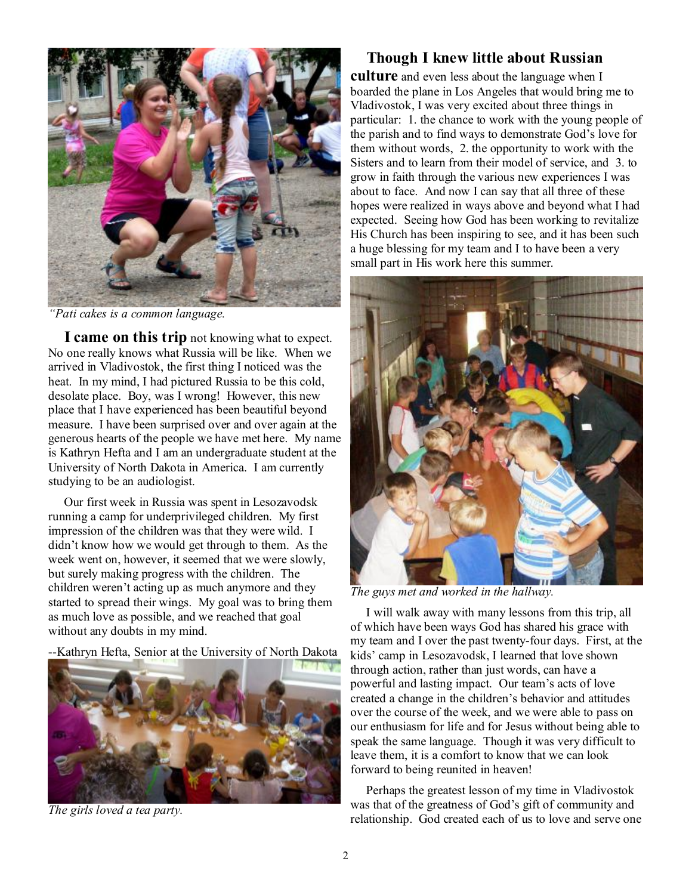*"Pati cakes is a common language.*

**I came on this trip** not knowing what to expect. No one really knows what Russia will be like. When we arrived in Vladivostok, the first thing I noticed was the heat. In my mind, I had pictured Russia to be this cold, desolate place. Boy, was I wrong! However, this new place that I have experienced has been beautiful beyond measure. I have been surprised over and over again at the generous hearts of the people we have met here. My name is Kathryn Hefta and I am an undergraduate student at the University of North Dakota in America. I am currently studying to be an audiologist.

Our first week in Russia was spent in Lesozavodsk running a camp for underprivileged children. My first impression of the children was that they were wild. I didn't know how we would get through to them. As the week went on, however, it seemed that we were slowly, but surely making progress with the children. The children weren't acting up as much anymore and they started to spread their wings. My goal was to bring them as much love as possible, and we reached that goal without any doubts in my mind.

--Kathryn Hefta, Senior at the University of North Dakota

*The girls loved a tea party.*

**Though I knew little about Russian culture** and even less about the language when I boarded the plane in Los Angeles that would bring me to Vladivostok, I was very excited about three things in particular: 1. the chance to work with the young people of the parish and to find ways to demonstrate God's love for them without words, 2. the opportunity to work with the Sisters and to learn from their model of service, and 3. to grow in faith through the various new experiences I was about to face. And now I can say that all three of these hopes were realized in ways above and beyond what I had expected. Seeing how God has been working to revitalize His Church has been inspiring to see, and it has been such a huge blessing for my team and I to have been a very small part in His work here this summer.

*The guys met and worked in the hallway.*

I will walk away with many lessons from this trip, all of which have been ways God has shared his grace with my team and I over the past twenty-four days. First, at the kids' camp in Lesozavodsk, I learned that love shown through action, rather than just words, can have a powerful and lasting impact. Our team's acts of love created a change in the children's behavior and attitudes over the course of the week, and we were able to pass on our enthusiasm for life and for Jesus without being able to speak the same language. Though it was very difficult to leave them, it is a comfort to know that we can look forward to being reunited in heaven!

Perhaps the greatest lesson of my time in Vladivostok was that of the greatness of God's gift of community and relationship. God created each of us to love and serve one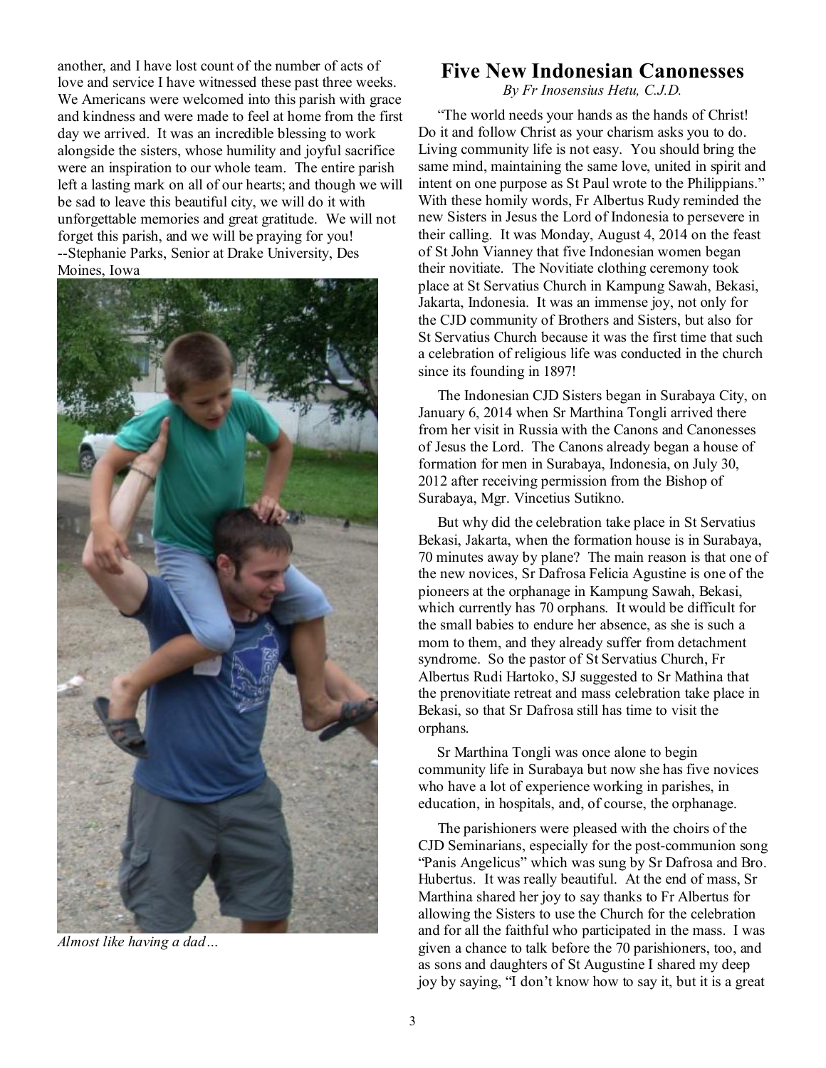another, and I have lost count of the number of acts of love and service I have witnessed these past three weeks. We Americans were welcomed into this parish with grace and kindness and were made to feel at home from the first day we arrived. It was an incredible blessing to work alongside the sisters, whose humility and joyful sacrifice were an inspiration to our whole team. The entire parish left a lasting mark on all of our hearts; and though we will be sad to leave this beautiful city, we will do it with unforgettable memories and great gratitude. We will not forget this parish, and we will be praying for you! --Stephanie Parks, Senior at Drake University, Des Moines, Iowa

*Almost like having a dad…*

## Five New Indonesian Canonesses

*By Fr Inosensius Hetu, C.J.D.*

"The world needs your hands as the hands of Christ! Do it and follow Christ as your charism asks you to do. Living community life is not easy. You should bring the same mind, maintaining the same love, united in spirit and intent on one purpose as St Paul wrote to the Philippians." With these homily words, Fr Albertus Rudy reminded the new Sisters in Jesus the Lord of Indonesia to persevere in their calling. It was Monday, August 4, 2014 on the feast of St John Vianney that five Indonesian women began their novitiate. The Novitiate clothing ceremony took place at St Servatius Church in Kampung Sawah, Bekasi, Jakarta, Indonesia. It was an immense joy, not only for the CJD community of Brothers and Sisters, but also for St Servatius Church because it was the first time that such a celebration of religious life was conducted in the church since its founding in 1897!

The Indonesian CJD Sisters began in Surabaya City, on January 6, 2014 when Sr Marthina Tongli arrived there from her visit in Russia with the Canons and Canonesses of Jesus the Lord. The Canons already began a house of formation for men in Surabaya, Indonesia, on July 30, 2012 after receiving permission from the Bishop of Surabaya, Mgr. Vincetius Sutikno.

But why did the celebration take place in St Servatius Bekasi, Jakarta, when the formation house is in Surabaya, 70 minutes away by plane? The main reason is that one of the new novices, Sr Dafrosa Felicia Agustine is one of the pioneers at the orphanage in Kampung Sawah, Bekasi, which currently has 70 orphans. It would be difficult for the small babies to endure her absence, as she is such a mom to them, and they already suffer from detachment syndrome. So the pastor of St Servatius Church, Fr Albertus Rudi Hartoko, SJ suggested to Sr Mathina that the prenovitiate retreat and mass celebration take place in Bekasi, so that Sr Dafrosa still has time to visit the orphans.

Sr Marthina Tongli was once alone to begin community life in Surabaya but now she has five novices who have a lot of experience working in parishes, in education, in hospitals, and, of course, the orphanage.

The parishioners were pleased with the choirs of the CJD Seminarians, especially for the post-communion song "Panis Angelicus" which was sung by Sr Dafrosa and Bro. Hubertus. It was really beautiful. At the end of mass, Sr Marthina shared her joy to say thanks to Fr Albertus for allowing the Sisters to use the Church for the celebration and for all the faithful who participated in the mass. I was given a chance to talk before the 70 parishioners, too, and as sons and daughters of St Augustine I shared my deep joy by saying, "I don't know how to say it, but it is a great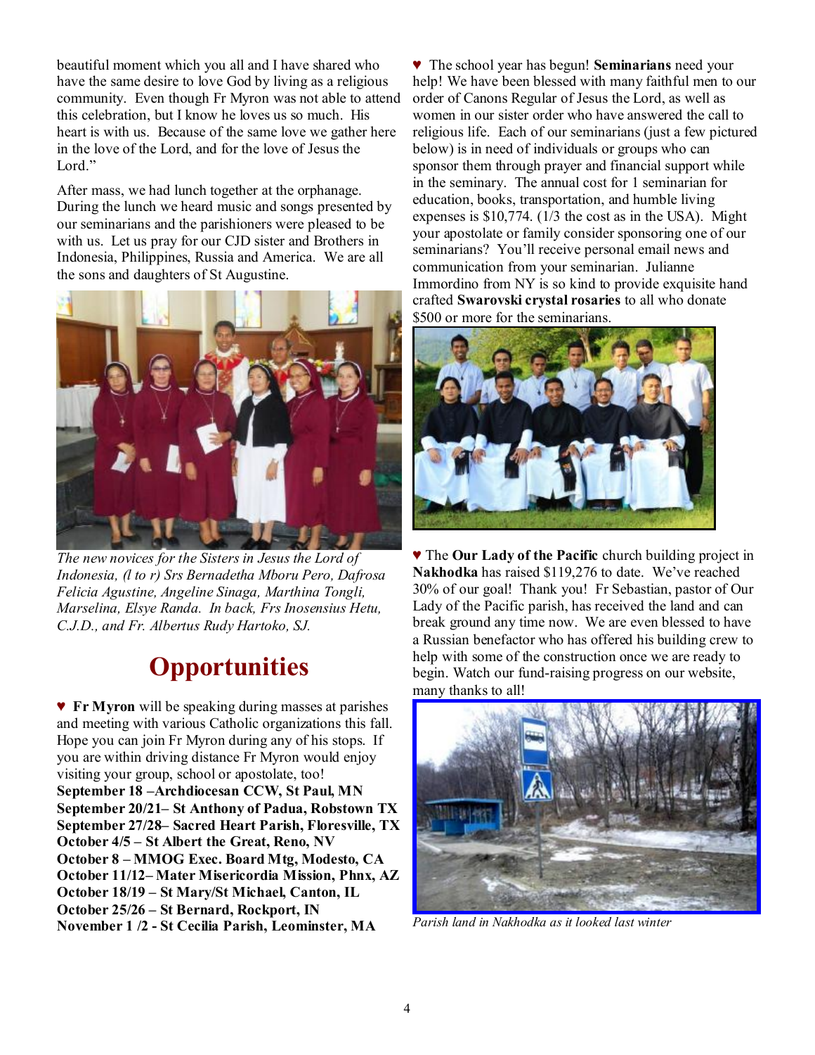beautiful moment which you all and I have shared who have the same desire to love God by living as a religious community. Even though Fr Myron was not able to attend this celebration, but I know he loves us so much. His heart is with us. Because of the same love we gather here in the love of the Lord, and for the love of Jesus the Lord."

After mass, we had lunch together at the orphanage. During the lunch we heard music and songs presented by our seminarians and the parishioners were pleased to be with us. Let us pray for our CJD sister and Brothers in Indonesia, Philippines, Russia and America. We are all the sons and daughters of St Augustine.

*The new novices for the Sisters in Jesus the Lord of Indonesia, (l to r) Srs Bernadetha Mboru Pero, Dafrosa Felicia Agustine, Angeline Sinaga, Marthina Tongli, Marselina, Elsye Randa. In back, Frs Inosensius Hetu, C.J.D., and Fr. Albertus Rudy Hartoko, SJ.*

# Opportunities

♥ **Fr Myron** will be speaking during masses at parishes and meeting with various Catholic organizations this fall. Hope you can join Fr Myron during any of his stops. If you are within driving distance Fr Myron would enjoy visiting your group, school or apostolate, too!

**September 18 –Archdiocesan CCW, St Paul, MN**
**September 20/21– St Anthony of Padua, Robstown TX**
**September 27/28– Sacred Heart Parish, Floresville, TX**
**October 4/5 – St Albert the Great, Reno, NV**
**October 8 – MMOG Exec. Board Mtg, Modesto, CA**
**October 11/12– Mater Misericordia Mission, Phnx, AZ**
**October 18/19 – St Mary/St Michael, Canton, IL**
**October 25/26 – St Bernard, Rockport, IN**
**November 1 /2 - St Cecilia Parish, Leominster, MA**

♥ The school year has begun! **Seminarians** need your help! We have been blessed with many faithful men to our order of Canons Regular of Jesus the Lord, as well as women in our sister order who have answered the call to religious life. Each of our seminarians (just a few pictured below) is in need of individuals or groups who can sponsor them through prayer and financial support while in the seminary. The annual cost for 1 seminarian for education, books, transportation, and humble living expenses is $10,774. (1/3 the cost as in the USA). Might your apostolate or family consider sponsoring one of our seminarians? You'll receive personal email news and communication from your seminarian. Julianne Immordino from NY is so kind to provide exquisite hand crafted **Swarovski crystal rosaries** to all who donate $500 or more for the seminarians.

♥ The **Our Lady of the Pacific** church building project in **Nakhodka** has raised $119,276 to date. We've reached 30% of our goal! Thank you! Fr Sebastian, pastor of Our Lady of the Pacific parish, has received the land and can break ground any time now. We are even blessed to have a Russian benefactor who has offered his building crew to help with some of the construction once we are ready to begin. Watch our fund-raising progress on our website, many thanks to all!

*Parish land in Nakhodka as it looked last winter*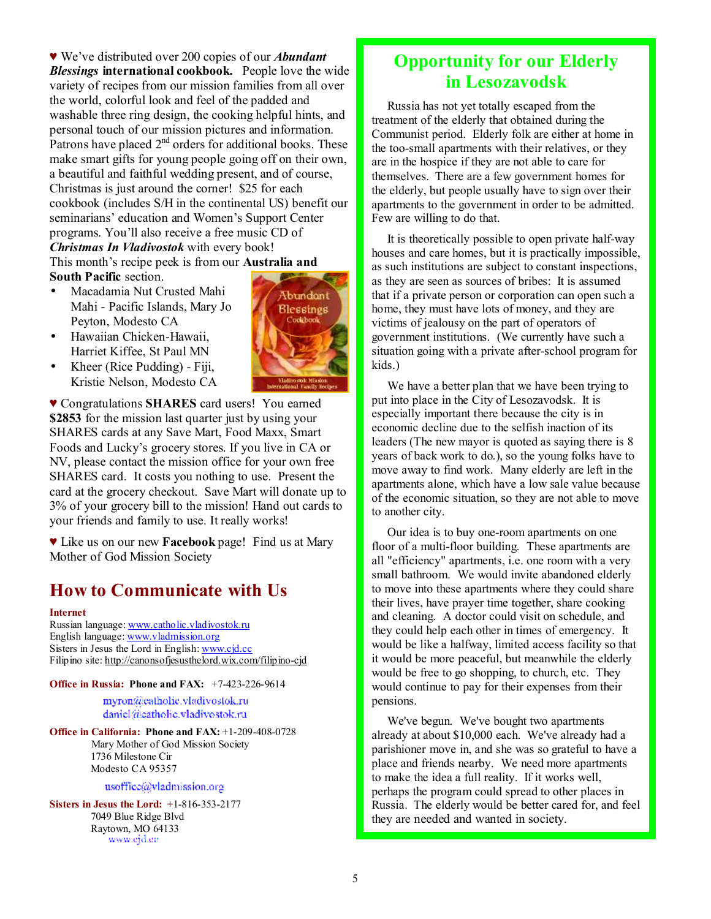♥ We've distributed over 200 copies of our ***Abundant Blessings* international cookbook.** People love the wide variety of recipes from our mission families from all over the world, colorful look and feel of the padded and washable three ring design, the cooking helpful hints, and personal touch of our mission pictures and information. Patrons have placed 2nd orders for additional books. These make smart gifts for young people going off on their own, a beautiful and faithful wedding present, and of course, Christmas is just around the corner! $25 for each cookbook (includes S/H in the continental US) benefit our seminarians' education and Women's Support Center programs. You'll also receive a free music CD of ***Christmas In Vladivostok*** with every book!

This month's recipe peek is from our **Australia and South Pacific** section.

- Macadamia Nut Crusted Mahi Mahi - Pacific Islands, Mary Jo Peyton, Modesto CA
- Hawaiian Chicken-Hawaii, Harriet Kiffee, St Paul MN
- Kheer (Rice Pudding) - Fiji, Kristie Nelson, Modesto CA

♥ Congratulations **SHARES** card users! You earned **$2853** for the mission last quarter just by using your SHARES cards at any Save Mart, Food Maxx, Smart Foods and Lucky's grocery stores. If you live in CA or NV, please contact the mission office for your own free SHARES card. It costs you nothing to use. Present the card at the grocery checkout. Save Mart will donate up to 3% of your grocery bill to the mission! Hand out cards to your friends and family to use. It really works!

♥ Like us on our new **Facebook** page! Find us at Mary Mother of God Mission Society

# How to Communicate with Us

**Internet**

Russian language: www.catholic.vladivostok.ru
English language: www.vladmission.org
Sisters in Jesus the Lord in English: www.cjd.cc
Filipino site: http://canonsofjesusthelord.wix.com/filipino-cjd

**Office in Russia: Phone and FAX:** +7-423-226-9614

myron@catholic.vladivostok.ru
daniel@catholic.vladivostok.ru

**Office in California: Phone and FAX:** +1-209-408-0728
Mary Mother of God Mission Society
1736 Milestone Cir
Modesto CA 95357

usoffice@vladmission.org

**Sisters in Jesus the Lord:** +1-816-353-2177
7049 Blue Ridge Blvd
Raytown, MO 64133
www.cjd.cc

## Opportunity for our Elderly in Lesozavodsk

Russia has not yet totally escaped from the treatment of the elderly that obtained during the Communist period. Elderly folk are either at home in the too-small apartments with their relatives, or they are in the hospice if they are not able to care for themselves. There are a few government homes for the elderly, but people usually have to sign over their apartments to the government in order to be admitted. Few are willing to do that.

It is theoretically possible to open private half-way houses and care homes, but it is practically impossible, as such institutions are subject to constant inspections, as they are seen as sources of bribes: It is assumed that if a private person or corporation can open such a home, they must have lots of money, and they are victims of jealousy on the part of operators of government institutions. (We currently have such a situation going with a private after-school program for kids.)

We have a better plan that we have been trying to put into place in the City of Lesozavodsk. It is especially important there because the city is in economic decline due to the selfish inaction of its leaders (The new mayor is quoted as saying there is 8 years of back work to do.), so the young folks have to move away to find work. Many elderly are left in the apartments alone, which have a low sale value because of the economic situation, so they are not able to move to another city.

Our idea is to buy one-room apartments on one floor of a multi-floor building. These apartments are all "efficiency" apartments, i.e. one room with a very small bathroom. We would invite abandoned elderly to move into these apartments where they could share their lives, have prayer time together, share cooking and cleaning. A doctor could visit on schedule, and they could help each other in times of emergency. It would be like a halfway, limited access facility so that it would be more peaceful, but meanwhile the elderly would be free to go shopping, to church, etc. They would continue to pay for their expenses from their pensions.

We've begun. We've bought two apartments already at about $10,000 each. We've already had a parishioner move in, and she was so grateful to have a place and friends nearby. We need more apartments to make the idea a full reality. If it works well, perhaps the program could spread to other places in Russia. The elderly would be better cared for, and feel they are needed and wanted in society.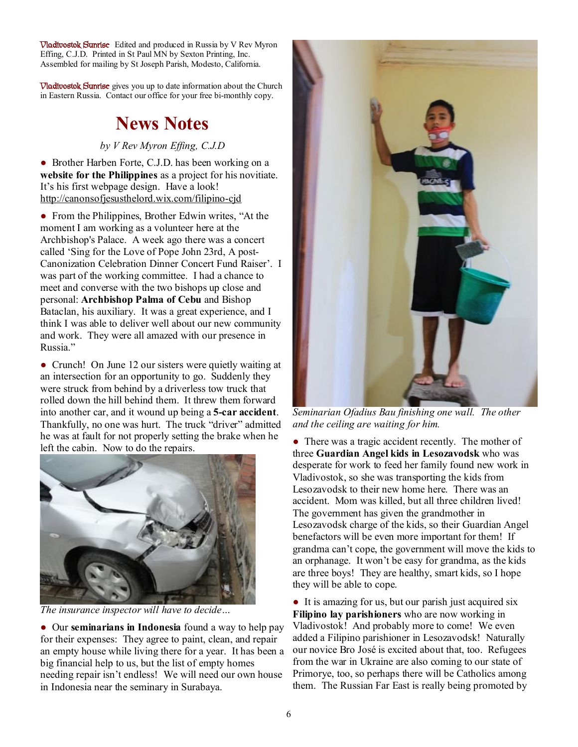Vladivostok Sunrise Edited and produced in Russia by V Rev Myron Effing, C.J.D. Printed in St Paul MN by Sexton Printing, Inc. Assembled for mailing by St Joseph Parish, Modesto, California.

Vladivostok Sunrise gives you up to date information about the Church in Eastern Russia. Contact our office for your free bi-monthly copy.

# News Notes

*by V Rev Myron Effing, C.J.D*

- Brother Harben Forte, C.J.D. has been working on a **website for the Philippines** as a project for his novitiate. It's his first webpage design. Have a look! http://canonsofjesusthelord.wix.com/filipino-cjd

- From the Philippines, Brother Edwin writes, "At the moment I am working as a volunteer here at the Archbishop's Palace. A week ago there was a concert called 'Sing for the Love of Pope John 23rd, A post-Canonization Celebration Dinner Concert Fund Raiser'. I was part of the working committee. I had a chance to meet and converse with the two bishops up close and personal: **Archbishop Palma of Cebu** and Bishop Bataclan, his auxiliary. It was a great experience, and I think I was able to deliver well about our new community and work. They were all amazed with our presence in Russia."

- Crunch! On June 12 our sisters were quietly waiting at an intersection for an opportunity to go. Suddenly they were struck from behind by a driverless tow truck that rolled down the hill behind them. It threw them forward into another car, and it wound up being a **5-car accident**. Thankfully, no one was hurt. The truck "driver" admitted he was at fault for not properly setting the brake when he left the cabin. Now to do the repairs.

*The insurance inspector will have to decide…*

- Our **seminarians in Indonesia** found a way to help pay for their expenses: They agree to paint, clean, and repair an empty house while living there for a year. It has been a big financial help to us, but the list of empty homes needing repair isn't endless! We will need our own house in Indonesia near the seminary in Surabaya.

*Seminarian Ofadius Bau finishing one wall. The other and the ceiling are waiting for him.*

- There was a tragic accident recently. The mother of three **Guardian Angel kids in Lesozavodsk** who was desperate for work to feed her family found new work in Vladivostok, so she was transporting the kids from Lesozavodsk to their new home here. There was an accident. Mom was killed, but all three children lived! The government has given the grandmother in Lesozavodsk charge of the kids, so their Guardian Angel benefactors will be even more important for them! If grandma can't cope, the government will move the kids to an orphanage. It won't be easy for grandma, as the kids are three boys! They are healthy, smart kids, so I hope they will be able to cope.

- It is amazing for us, but our parish just acquired six **Filipino lay parishioners** who are now working in Vladivostok! And probably more to come! We even added a Filipino parishioner in Lesozavodsk! Naturally our novice Bro José is excited about that, too. Refugees from the war in Ukraine are also coming to our state of Primorye, too, so perhaps there will be Catholics among them. The Russian Far East is really being promoted by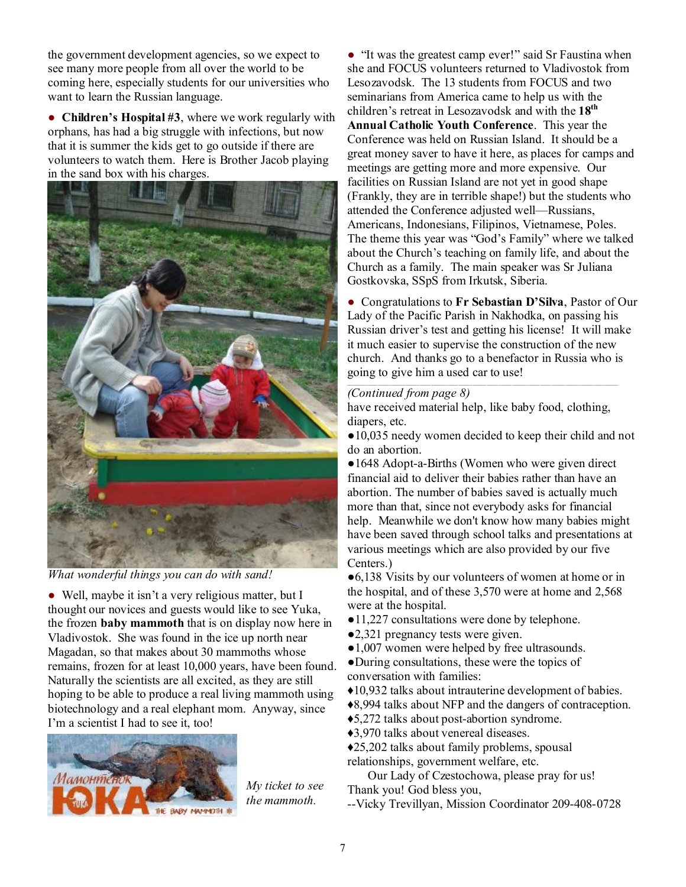the government development agencies, so we expect to see many more people from all over the world to be coming here, especially students for our universities who want to learn the Russian language.

● **Children's Hospital #3**, where we work regularly with orphans, has had a big struggle with infections, but now that it is summer the kids get to go outside if there are volunteers to watch them. Here is Brother Jacob playing in the sand box with his charges.

*What wonderful things you can do with sand!*

● Well, maybe it isn't a very religious matter, but I thought our novices and guests would like to see Yuka, the frozen **baby mammoth** that is on display now here in Vladivostok. She was found in the ice up north near Magadan, so that makes about 30 mammoths whose remains, frozen for at least 10,000 years, have been found. Naturally the scientists are all excited, as they are still hoping to be able to produce a real living mammoth using biotechnology and a real elephant mom. Anyway, since I'm a scientist I had to see it, too!

*My ticket to see the mammoth.*

● "It was the greatest camp ever!" said Sr Faustina when she and FOCUS volunteers returned to Vladivostok from Lesozavodsk. The 13 students from FOCUS and two seminarians from America came to help us with the children's retreat in Lesozavodsk and with the **18th Annual Catholic Youth Conference**. This year the Conference was held on Russian Island. It should be a great money saver to have it here, as places for camps and meetings are getting more and more expensive. Our facilities on Russian Island are not yet in good shape (Frankly, they are in terrible shape!) but the students who attended the Conference adjusted well—Russians, Americans, Indonesians, Filipinos, Vietnamese, Poles. The theme this year was "God's Family" where we talked about the Church's teaching on family life, and about the Church as a family. The main speaker was Sr Juliana Gostkovska, SSpS from Irkutsk, Siberia.

● Congratulations to **Fr Sebastian D'Silva**, Pastor of Our Lady of the Pacific Parish in Nakhodka, on passing his Russian driver's test and getting his license! It will make it much easier to supervise the construction of the new church. And thanks go to a benefactor in Russia who is going to give him a used car to use!

*(Continued from page 8)*

have received material help, like baby food, clothing, diapers, etc.

●10,035 needy women decided to keep their child and not do an abortion.

●1648 Adopt-a-Births (Women who were given direct financial aid to deliver their babies rather than have an abortion. The number of babies saved is actually much more than that, since not everybody asks for financial help. Meanwhile we don't know how many babies might have been saved through school talks and presentations at various meetings which are also provided by our five Centers.)

●6,138 Visits by our volunteers of women at home or in the hospital, and of these 3,570 were at home and 2,568 were at the hospital.

●11,227 consultations were done by telephone.

●2,321 pregnancy tests were given.

●1,007 women were helped by free ultrasounds.

●During consultations, these were the topics of conversation with families:

♦10,932 talks about intrauterine development of babies.

♦8,994 talks about NFP and the dangers of contraception.

♦5,272 talks about post-abortion syndrome.

♦3,970 talks about venereal diseases.

♦25,202 talks about family problems, spousal relationships, government welfare, etc.

Our Lady of Czestochowa, please pray for us!

Thank you! God bless you,

--Vicky Trevillyan, Mission Coordinator 209-408-0728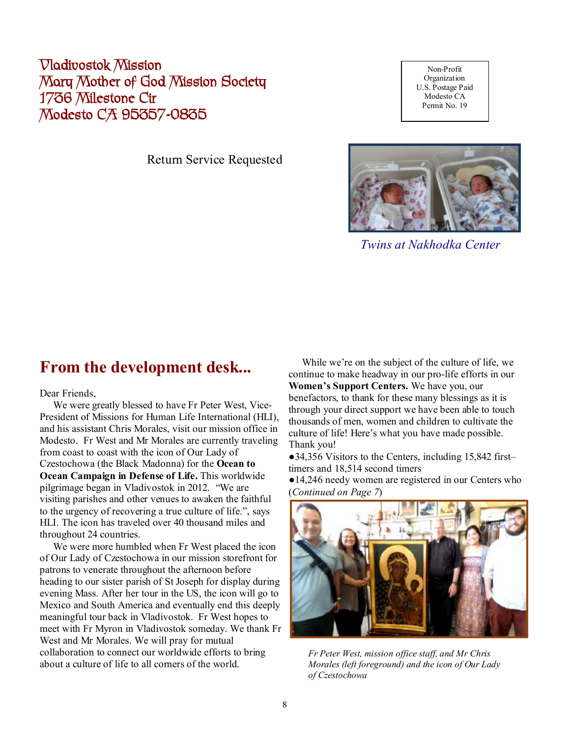Vladivostok Mission
Mary Mother of God Mission Society
1736 Milestone Cir
Modesto CA 95357-0835

Non-Profit Organization
U.S. Postage Paid
Modesto CA
Permit No. 19

Return Service Requested

*Twins at Nakhodka Center*

## From the development desk...

Dear Friends,

We were greatly blessed to have Fr Peter West, Vice-President of Missions for Human Life International (HLI), and his assistant Chris Morales, visit our mission office in Modesto. Fr West and Mr Morales are currently traveling from coast to coast with the icon of Our Lady of Czestochowa (the Black Madonna) for the **Ocean to Ocean Campaign in Defense of Life.** This worldwide pilgrimage began in Vladivostok in 2012. "We are visiting parishes and other venues to awaken the faithful to the urgency of recovering a true culture of life.", says HLI. The icon has traveled over 40 thousand miles and throughout 24 countries.

We were more humbled when Fr West placed the icon of Our Lady of Czestochowa in our mission storefront for patrons to venerate throughout the afternoon before heading to our sister parish of St Joseph for display during evening Mass. After her tour in the US, the icon will go to Mexico and South America and eventually end this deeply meaningful tour back in Vladivostok. Fr West hopes to meet with Fr Myron in Vladivostok someday. We thank Fr West and Mr Morales. We will pray for mutual collaboration to connect our worldwide efforts to bring about a culture of life to all corners of the world.

While we're on the subject of the culture of life, we continue to make headway in our pro-life efforts in our **Women's Support Centers.** We have you, our benefactors, to thank for these many blessings as it is through your direct support we have been able to touch thousands of men, women and children to cultivate the culture of life! Here's what you have made possible. Thank you!

- 34,356 Visitors to the Centers, including 15,842 first–timers and 18,514 second timers
- 14,246 needy women are registered in our Centers who (*Continued on Page 7*)

*Fr Peter West, mission office staff, and Mr Chris Morales (left foreground) and the icon of Our Lady of Czestochowa*